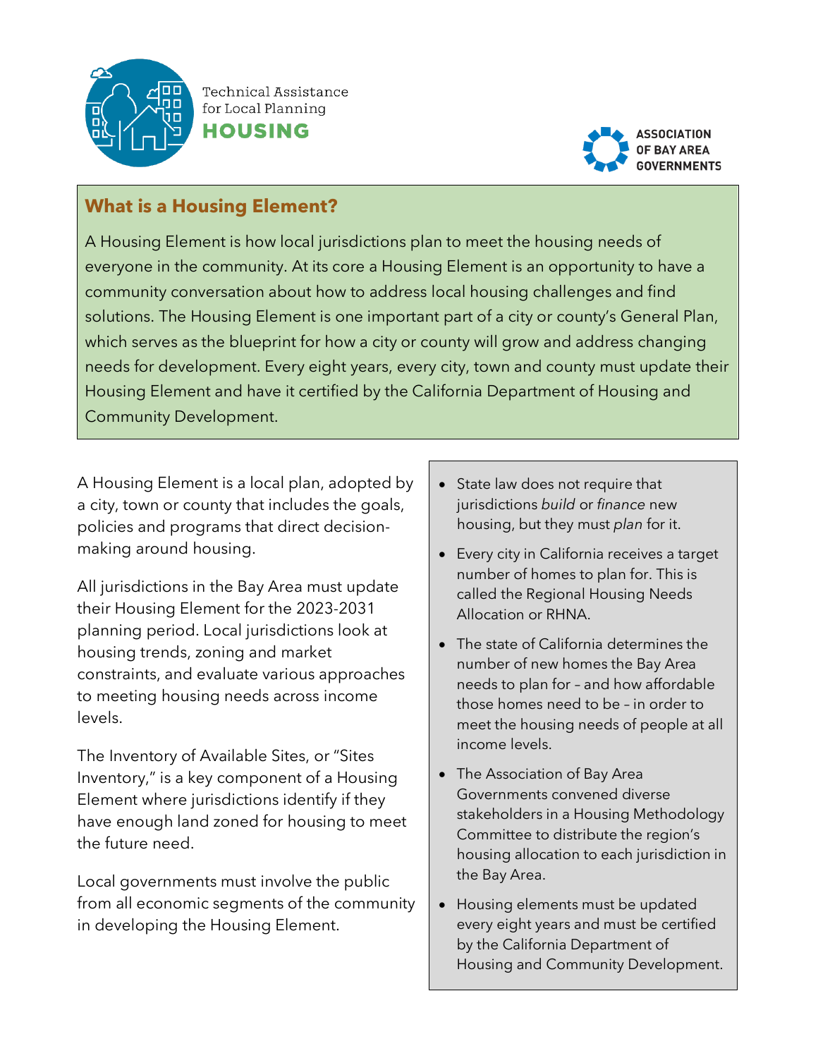Technical Assistance for Local Planning

**HOUSING**

**ASSOCIATION OF BAY AREA GOVERNMENTS**

## What is a Housing Element?

A Housing Element is how local jurisdictions plan to meet the housing needs of everyone in the community. At its core a Housing Element is an opportunity to have a community conversation about how to address local housing challenges and find solutions. The Housing Element is one important part of a city or county's General Plan, which serves as the blueprint for how a city or county will grow and address changing needs for development. Every eight years, every city, town and county must update their Housing Element and have it certified by the California Department of Housing and Community Development.

A Housing Element is a local plan, adopted by a city, town or county that includes the goals, policies and programs that direct decision-making around housing.

All jurisdictions in the Bay Area must update their Housing Element for the 2023-2031 planning period. Local jurisdictions look at housing trends, zoning and market constraints, and evaluate various approaches to meeting housing needs across income levels.

The Inventory of Available Sites, or "Sites Inventory," is a key component of a Housing Element where jurisdictions identify if they have enough land zoned for housing to meet the future need.

Local governments must involve the public from all economic segments of the community in developing the Housing Element.

- State law does not require that jurisdictions *build* or *finance* new housing, but they must *plan* for it.
- Every city in California receives a target number of homes to plan for. This is called the Regional Housing Needs Allocation or RHNA.
- The state of California determines the number of new homes the Bay Area needs to plan for – and how affordable those homes need to be – in order to meet the housing needs of people at all income levels.
- The Association of Bay Area Governments convened diverse stakeholders in a Housing Methodology Committee to distribute the region's housing allocation to each jurisdiction in the Bay Area.
- Housing elements must be updated every eight years and must be certified by the California Department of Housing and Community Development.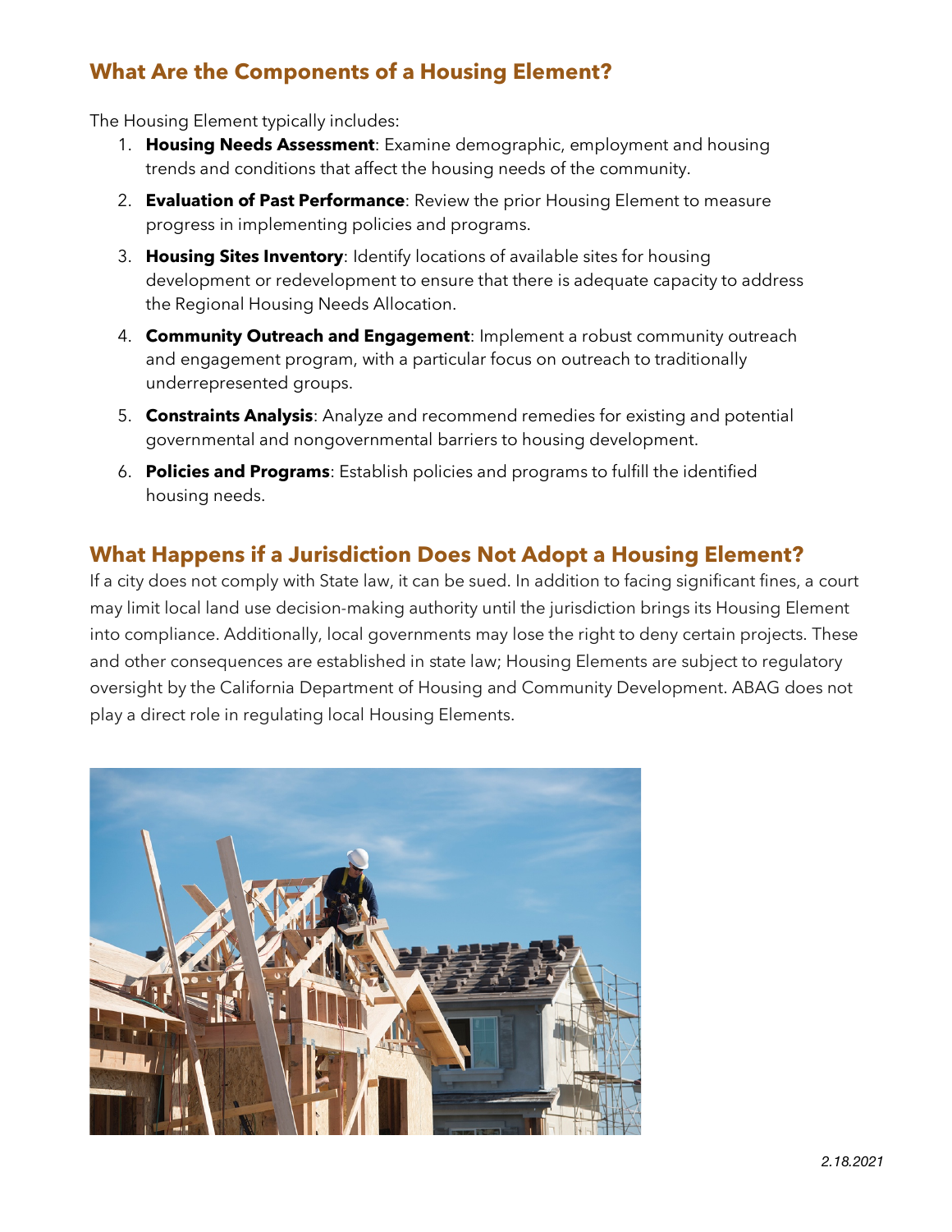## What Are the Components of a Housing Element?

The Housing Element typically includes:

1. **Housing Needs Assessment**: Examine demographic, employment and housing trends and conditions that affect the housing needs of the community.
2. **Evaluation of Past Performance**: Review the prior Housing Element to measure progress in implementing policies and programs.
3. **Housing Sites Inventory**: Identify locations of available sites for housing development or redevelopment to ensure that there is adequate capacity to address the Regional Housing Needs Allocation.
4. **Community Outreach and Engagement**: Implement a robust community outreach and engagement program, with a particular focus on outreach to traditionally underrepresented groups.
5. **Constraints Analysis**: Analyze and recommend remedies for existing and potential governmental and nongovernmental barriers to housing development.
6. **Policies and Programs**: Establish policies and programs to fulfill the identified housing needs.

## What Happens if a Jurisdiction Does Not Adopt a Housing Element?

If a city does not comply with State law, it can be sued. In addition to facing significant fines, a court may limit local land use decision-making authority until the jurisdiction brings its Housing Element into compliance. Additionally, local governments may lose the right to deny certain projects. These and other consequences are established in state law; Housing Elements are subject to regulatory oversight by the California Department of Housing and Community Development. ABAG does not play a direct role in regulating local Housing Elements.

*2.18.2021*